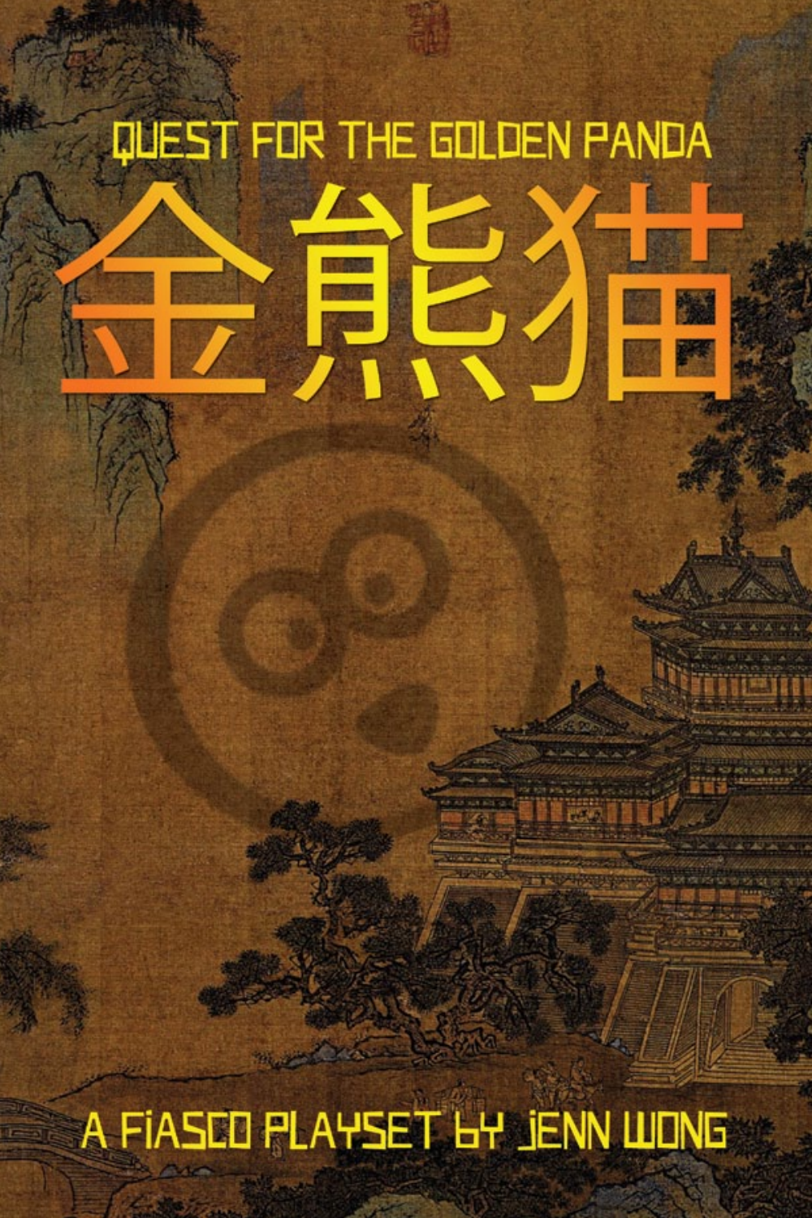# Quest for the Golden Panda

# 金熊猫

A Fiasco Playset by Jenn Wong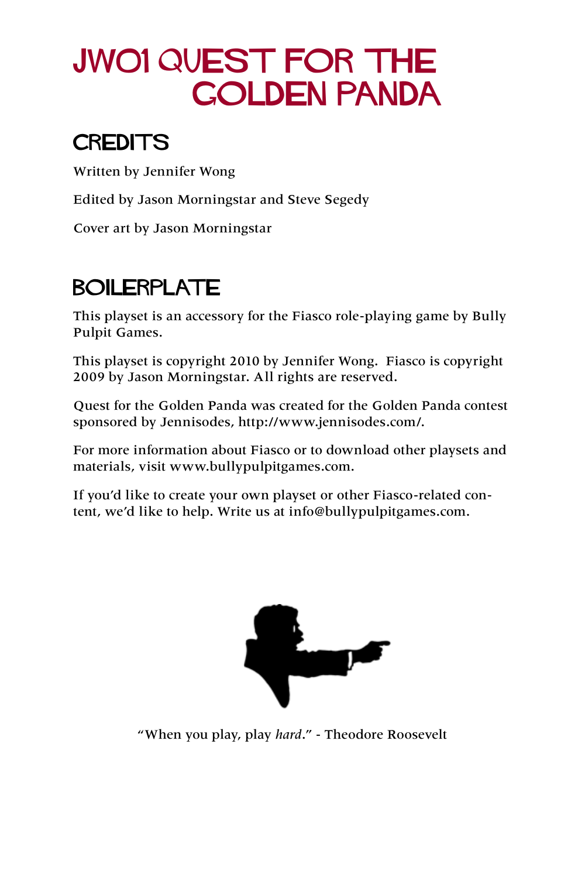# JW01 QUEST FOR THE GOLDEN PANDA

## CREDITS

Written by Jennifer Wong

Edited by Jason Morningstar and Steve Segedy

Cover art by Jason Morningstar

## BOILERPLATE

This playset is an accessory for the Fiasco role-playing game by Bully Pulpit Games.

This playset is copyright 2010 by Jennifer Wong. Fiasco is copyright 2009 by Jason Morningstar. All rights are reserved.

Quest for the Golden Panda was created for the Golden Panda contest sponsored by Jennisodes, http://www.jennisodes.com/.

For more information about Fiasco or to download other playsets and materials, visit www.bullypulpitgames.com.

If you'd like to create your own playset or other Fiasco-related content, we'd like to help. Write us at info@bullypulpitgames.com.

"When you play, play *hard*." - Theodore Roosevelt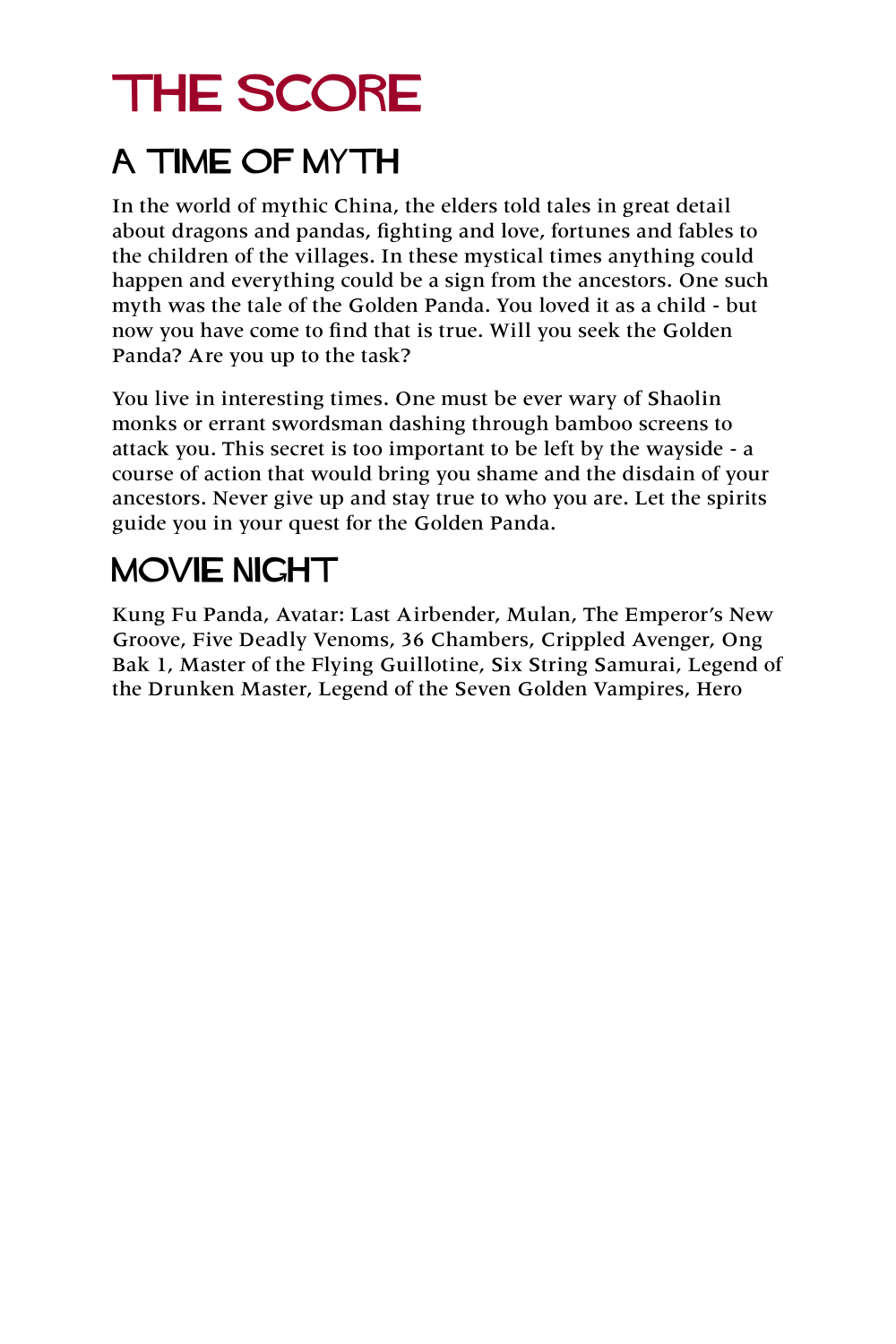# THE SCORE

## A TIME OF MYTH

In the world of mythic China, the elders told tales in great detail about dragons and pandas, fighting and love, fortunes and fables to the children of the villages. In these mystical times anything could happen and everything could be a sign from the ancestors. One such myth was the tale of the Golden Panda. You loved it as a child - but now you have come to find that is true. Will you seek the Golden Panda? Are you up to the task?

You live in interesting times. One must be ever wary of Shaolin monks or errant swordsman dashing through bamboo screens to attack you. This secret is too important to be left by the wayside - a course of action that would bring you shame and the disdain of your ancestors. Never give up and stay true to who you are. Let the spirits guide you in your quest for the Golden Panda.

## MOVIE NIGHT

Kung Fu Panda, Avatar: Last Airbender, Mulan, The Emperor's New Groove, Five Deadly Venoms, 36 Chambers, Crippled Avenger, Ong Bak 1, Master of the Flying Guillotine, Six String Samurai, Legend of the Drunken Master, Legend of the Seven Golden Vampires, Hero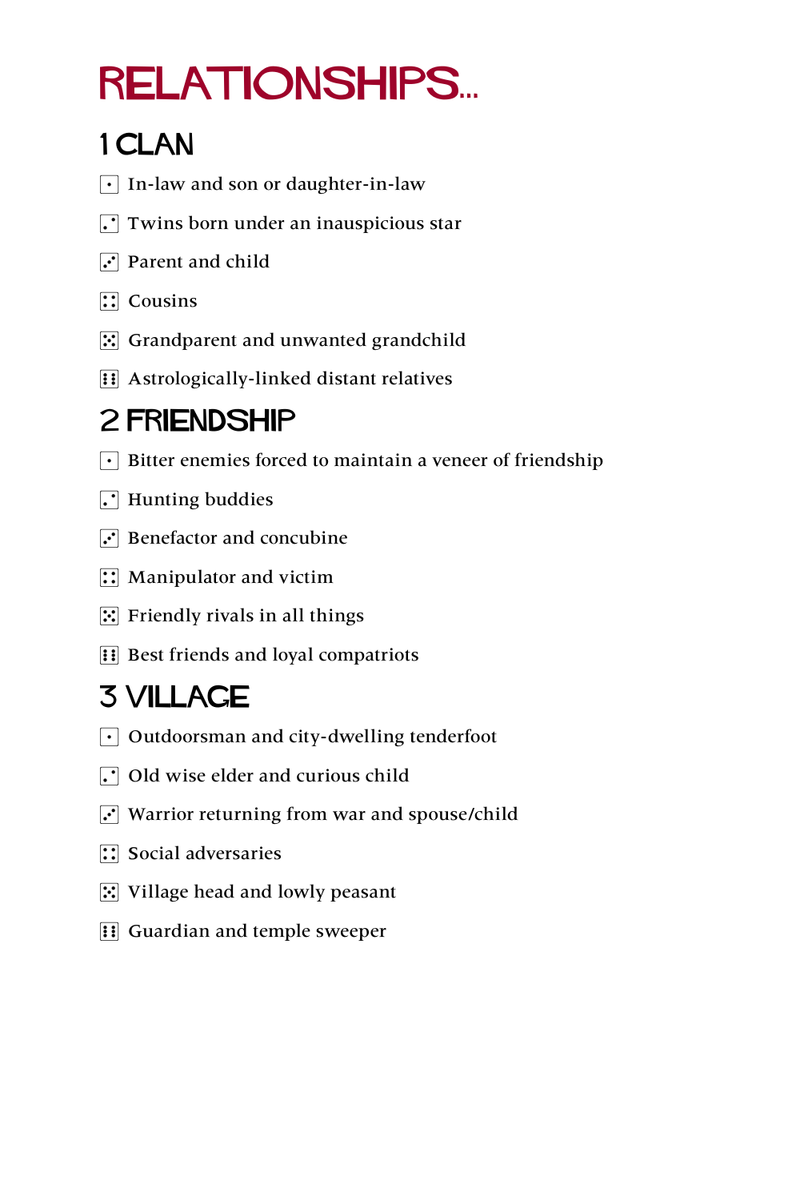# RELATIONSHIPS...

## 1 CLAN

- ⚀ In-law and son or daughter-in-law
- ⚁ Twins born under an inauspicious star
- ⚂ Parent and child
- ⚃ Cousins
- ⚄ Grandparent and unwanted grandchild
- ⚅ Astrologically-linked distant relatives

## 2 FRIENDSHIP

- ⚀ Bitter enemies forced to maintain a veneer of friendship
- ⚁ Hunting buddies
- ⚂ Benefactor and concubine
- ⚃ Manipulator and victim
- ⚄ Friendly rivals in all things
- ⚅ Best friends and loyal compatriots

## 3 VILLAGE

- ⚀ Outdoorsman and city-dwelling tenderfoot
- ⚁ Old wise elder and curious child
- ⚂ Warrior returning from war and spouse/child
- ⚃ Social adversaries
- ⚄ Village head and lowly peasant
- ⚅ Guardian and temple sweeper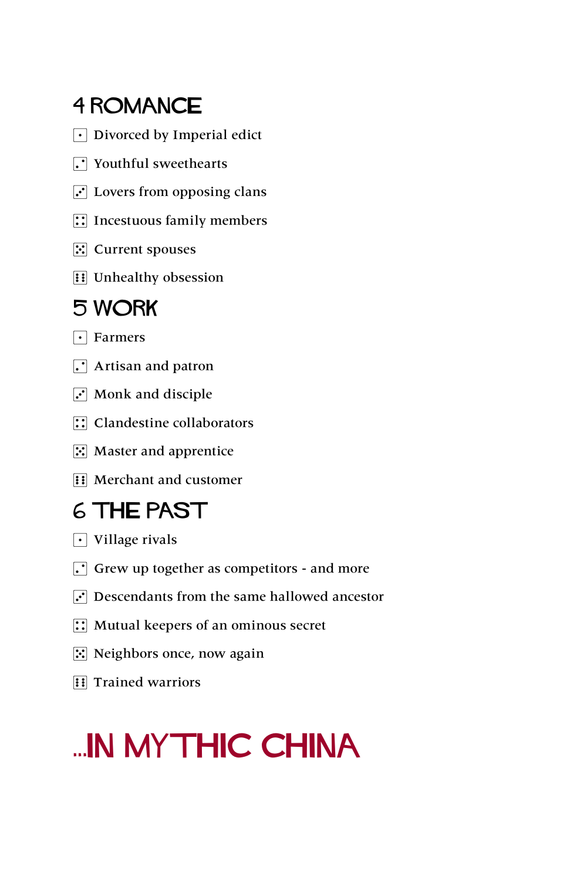## 4 ROMANCE

⚀ Divorced by Imperial edict

⚁ Youthful sweethearts

⚂ Lovers from opposing clans

⚃ Incestuous family members

⚄ Current spouses

⚅ Unhealthy obsession

## 5 WORK

⚀ Farmers

⚁ Artisan and patron

⚂ Monk and disciple

⚃ Clandestine collaborators

⚄ Master and apprentice

⚅ Merchant and customer

## 6 THE PAST

⚀ Village rivals

⚁ Grew up together as competitors - and more

⚂ Descendants from the same hallowed ancestor

⚃ Mutual keepers of an ominous secret

⚄ Neighbors once, now again

⚅ Trained warriors

# ...IN MYTHIC CHINA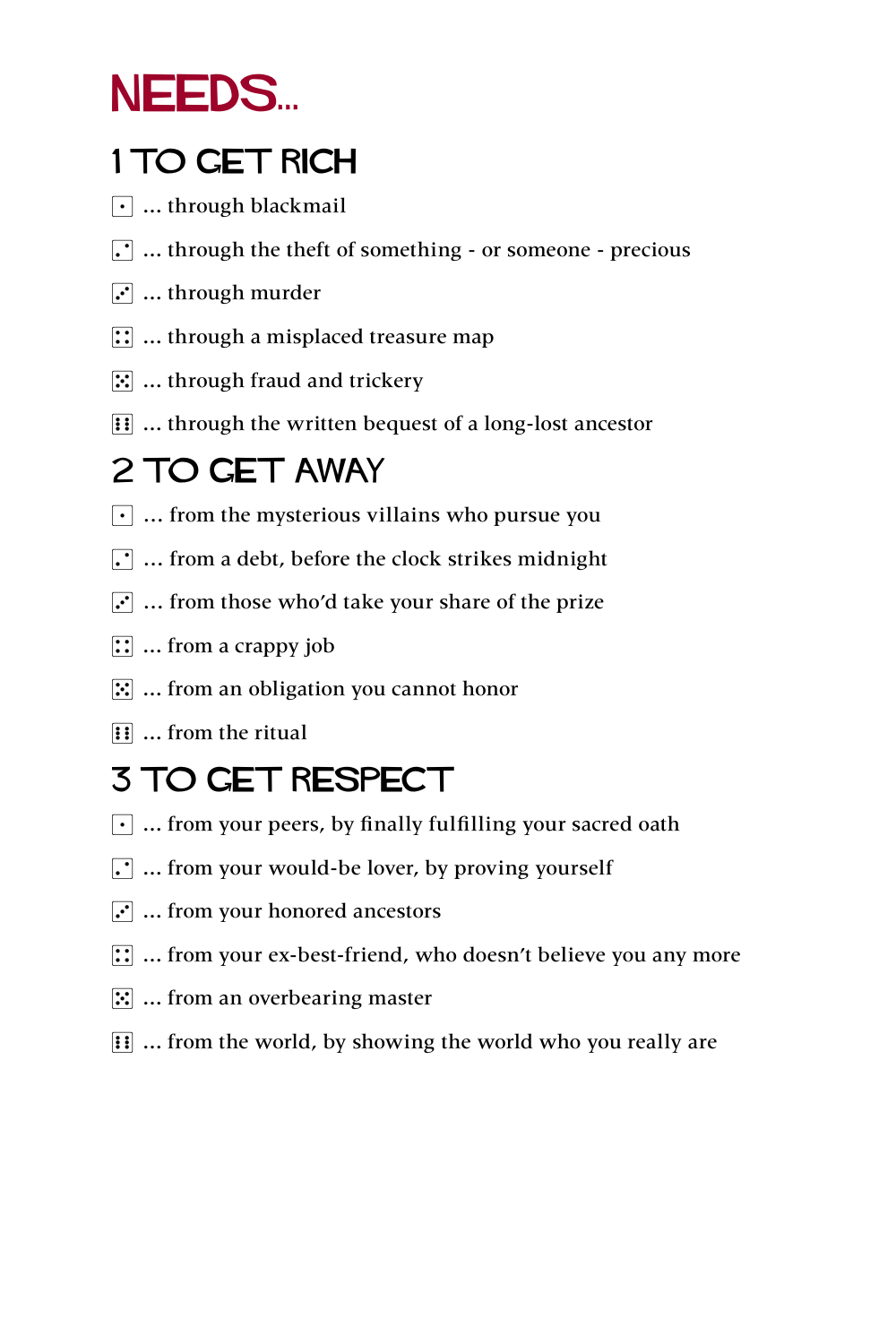# NEEDS...

## 1 TO GET RICH

- ⚀ ... through blackmail
- ⚁ ... through the theft of something - or someone - precious
- ⚂ ... through murder
- ⚃ ... through a misplaced treasure map
- ⚄ ... through fraud and trickery
- ⚅ ... through the written bequest of a long-lost ancestor

## 2 TO GET AWAY

- ⚀ ... from the mysterious villains who pursue you
- ⚁ ... from a debt, before the clock strikes midnight
- ⚂ ... from those who'd take your share of the prize
- ⚃ ... from a crappy job
- ⚄ ... from an obligation you cannot honor
- ⚅ ... from the ritual

## 3 TO GET RESPECT

- ⚀ ... from your peers, by finally fulfilling your sacred oath
- ⚁ ... from your would-be lover, by proving yourself
- ⚂ ... from your honored ancestors
- ⚃ ... from your ex-best-friend, who doesn't believe you any more
- ⚄ ... from an overbearing master
- ⚅ ... from the world, by showing the world who you really are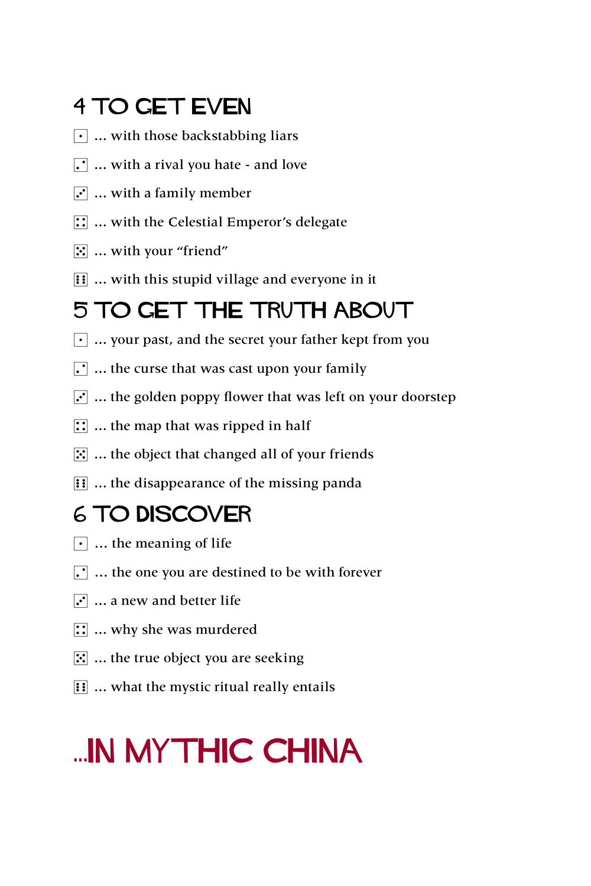## 4 TO GET EVEN

- ⚀ ... with those backstabbing liars
- ⚁ ... with a rival you hate - and love
- ⚂ ... with a family member
- ⚃ ... with the Celestial Emperor's delegate
- ⚄ ... with your "friend"
- ⚅ ... with this stupid village and everyone in it

## 5 TO GET THE TRUTH ABOUT

- ⚀ ... your past, and the secret your father kept from you
- ⚁ ... the curse that was cast upon your family
- ⚂ ... the golden poppy flower that was left on your doorstep
- ⚃ ... the map that was ripped in half
- ⚄ ... the object that changed all of your friends
- ⚅ ... the disappearance of the missing panda

## 6 TO DISCOVER

- ⚀ ... the meaning of life
- ⚁ ... the one you are destined to be with forever
- ⚂ ... a new and better life
- ⚃ ... why she was murdered
- ⚄ ... the true object you are seeking
- ⚅ ... what the mystic ritual really entails

# ...IN MYTHIC CHINA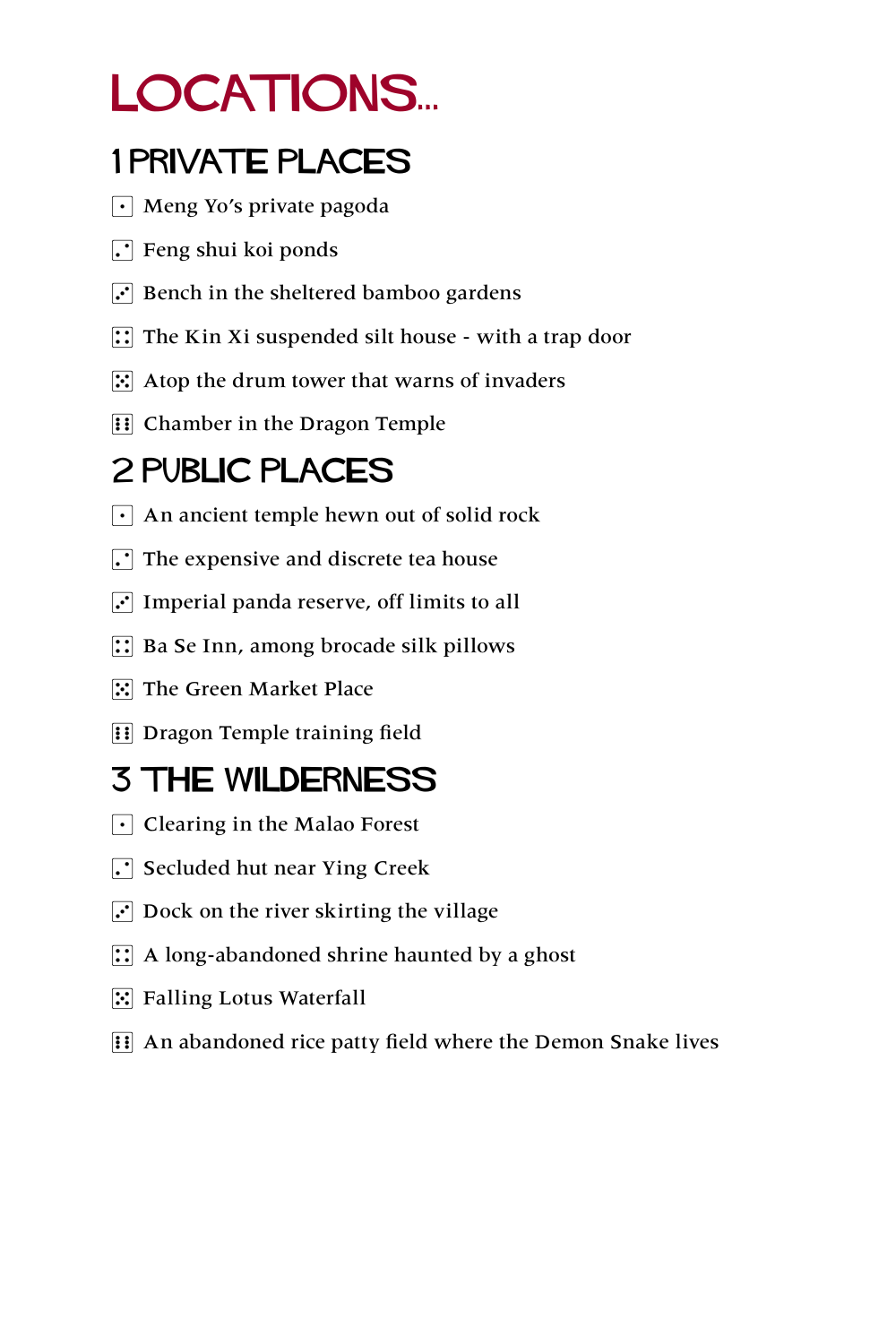# LOCATIONS...

## 1 PRIVATE PLACES

- ⚀ Meng Yo's private pagoda
- ⚁ Feng shui koi ponds
- ⚂ Bench in the sheltered bamboo gardens
- ⚃ The Kin Xi suspended silt house - with a trap door
- ⚄ Atop the drum tower that warns of invaders
- ⚅ Chamber in the Dragon Temple

## 2 PUBLIC PLACES

- ⚀ An ancient temple hewn out of solid rock
- ⚁ The expensive and discrete tea house
- ⚂ Imperial panda reserve, off limits to all
- ⚃ Ba Se Inn, among brocade silk pillows
- ⚄ The Green Market Place
- ⚅ Dragon Temple training field

## 3 THE WILDERNESS

- ⚀ Clearing in the Malao Forest
- ⚁ Secluded hut near Ying Creek
- ⚂ Dock on the river skirting the village
- ⚃ A long-abandoned shrine haunted by a ghost
- ⚄ Falling Lotus Waterfall
- ⚅ An abandoned rice patty field where the Demon Snake lives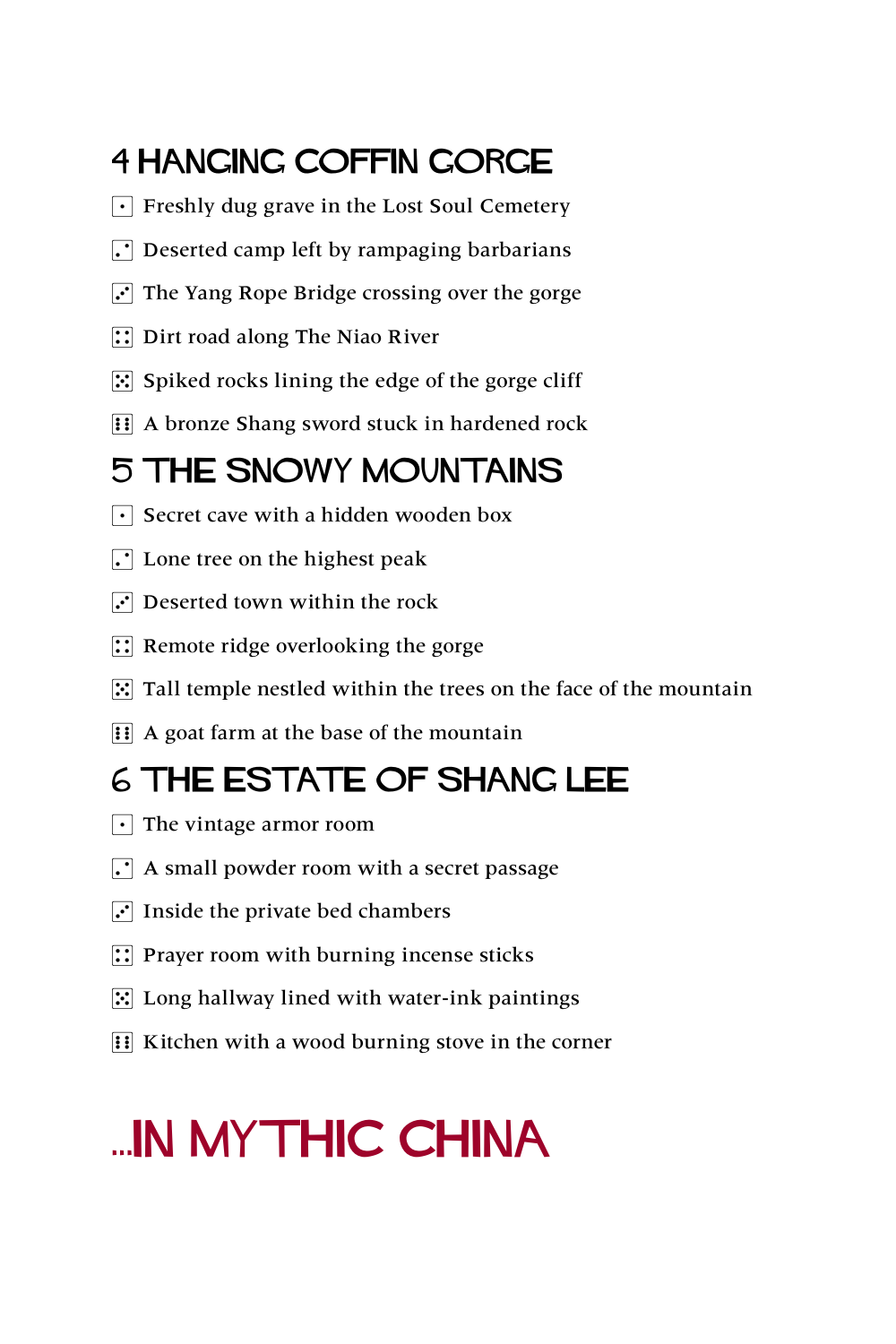## 4 HANGING COFFIN GORGE

- ⚀ Freshly dug grave in the Lost Soul Cemetery
- ⚁ Deserted camp left by rampaging barbarians
- ⚂ The Yang Rope Bridge crossing over the gorge
- ⚃ Dirt road along The Niao River
- ⚄ Spiked rocks lining the edge of the gorge cliff
- ⚅ A bronze Shang sword stuck in hardened rock

## 5 THE SNOWY MOUNTAINS

- ⚀ Secret cave with a hidden wooden box
- ⚁ Lone tree on the highest peak
- ⚂ Deserted town within the rock
- ⚃ Remote ridge overlooking the gorge
- ⚄ Tall temple nestled within the trees on the face of the mountain
- ⚅ A goat farm at the base of the mountain

## 6 THE ESTATE OF SHANG LEE

- ⚀ The vintage armor room
- ⚁ A small powder room with a secret passage
- ⚂ Inside the private bed chambers
- ⚃ Prayer room with burning incense sticks
- ⚄ Long hallway lined with water-ink paintings
- ⚅ Kitchen with a wood burning stove in the corner

# ...IN MYTHIC CHINA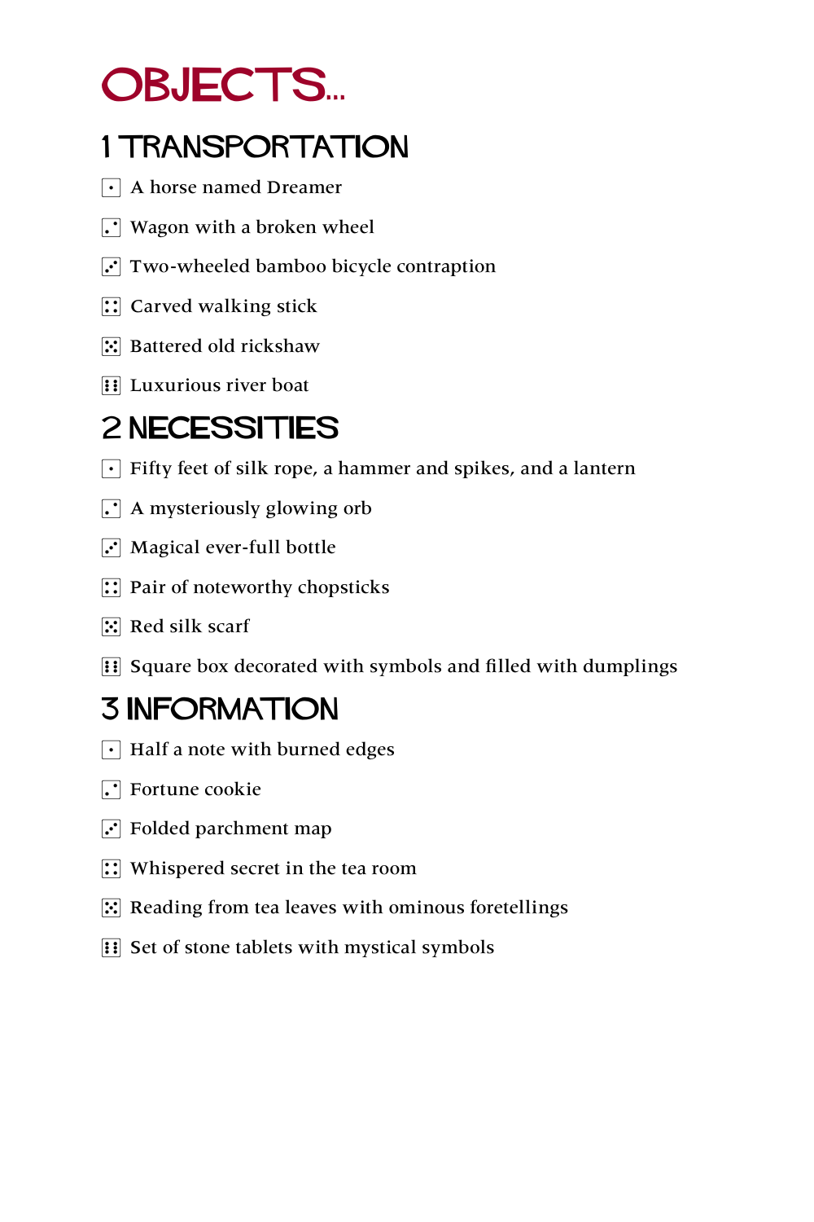# OBJECTS...

## 1 TRANSPORTATION

- ⚀ A horse named Dreamer
- ⚁ Wagon with a broken wheel
- ⚂ Two-wheeled bamboo bicycle contraption
- ⚃ Carved walking stick
- ⚄ Battered old rickshaw
- ⚅ Luxurious river boat

## 2 NECESSITIES

- ⚀ Fifty feet of silk rope, a hammer and spikes, and a lantern
- ⚁ A mysteriously glowing orb
- ⚂ Magical ever-full bottle
- ⚃ Pair of noteworthy chopsticks
- ⚄ Red silk scarf
- ⚅ Square box decorated with symbols and filled with dumplings

## 3 INFORMATION

- ⚀ Half a note with burned edges
- ⚁ Fortune cookie
- ⚂ Folded parchment map
- ⚃ Whispered secret in the tea room
- ⚄ Reading from tea leaves with ominous foretellings
- ⚅ Set of stone tablets with mystical symbols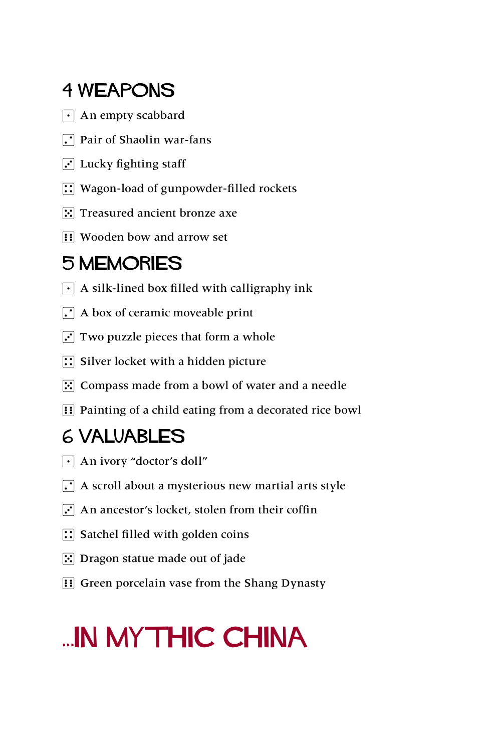## 4 WEAPONS

- ⚀ An empty scabbard
- ⚁ Pair of Shaolin war-fans
- ⚂ Lucky fighting staff
- ⚃ Wagon-load of gunpowder-filled rockets
- ⚄ Treasured ancient bronze axe
- ⚅ Wooden bow and arrow set

## 5 MEMORIES

- ⚀ A silk-lined box filled with calligraphy ink
- ⚁ A box of ceramic moveable print
- ⚂ Two puzzle pieces that form a whole
- ⚃ Silver locket with a hidden picture
- ⚄ Compass made from a bowl of water and a needle
- ⚅ Painting of a child eating from a decorated rice bowl

## 6 VALUABLES

- ⚀ An ivory “doctor’s doll”
- ⚁ A scroll about a mysterious new martial arts style
- ⚂ An ancestor’s locket, stolen from their coffin
- ⚃ Satchel filled with golden coins
- ⚄ Dragon statue made out of jade
- ⚅ Green porcelain vase from the Shang Dynasty

# ...IN MYTHIC CHINA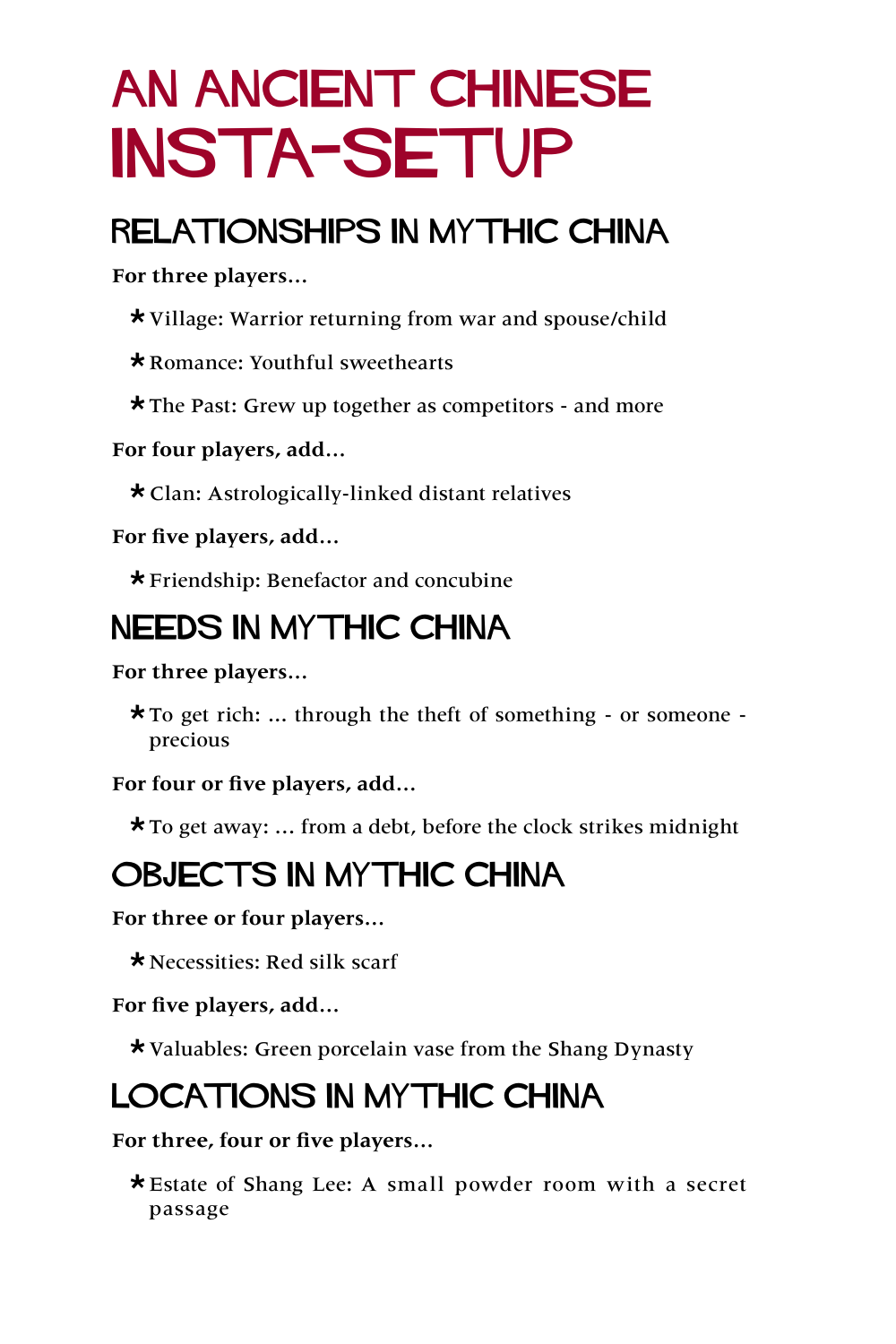# AN ANCIENT CHINESE INSTA-SETUP

## RELATIONSHIPS IN MYTHIC CHINA

**For three players...**

- Village: Warrior returning from war and spouse/child
- Romance: Youthful sweethearts
- The Past: Grew up together as competitors - and more

**For four players, add...**

- Clan: Astrologically-linked distant relatives

**For five players, add...**

- Friendship: Benefactor and concubine

## NEEDS IN MYTHIC CHINA

**For three players...**

- To get rich: ... through the theft of something - or someone - precious

**For four or five players, add...**

- To get away: ... from a debt, before the clock strikes midnight

## OBJECTS IN MYTHIC CHINA

**For three or four players...**

- Necessities: Red silk scarf

**For five players, add...**

- Valuables: Green porcelain vase from the Shang Dynasty

## LOCATIONS IN MYTHIC CHINA

**For three, four or five players...**

- Estate of Shang Lee: A small powder room with a secret passage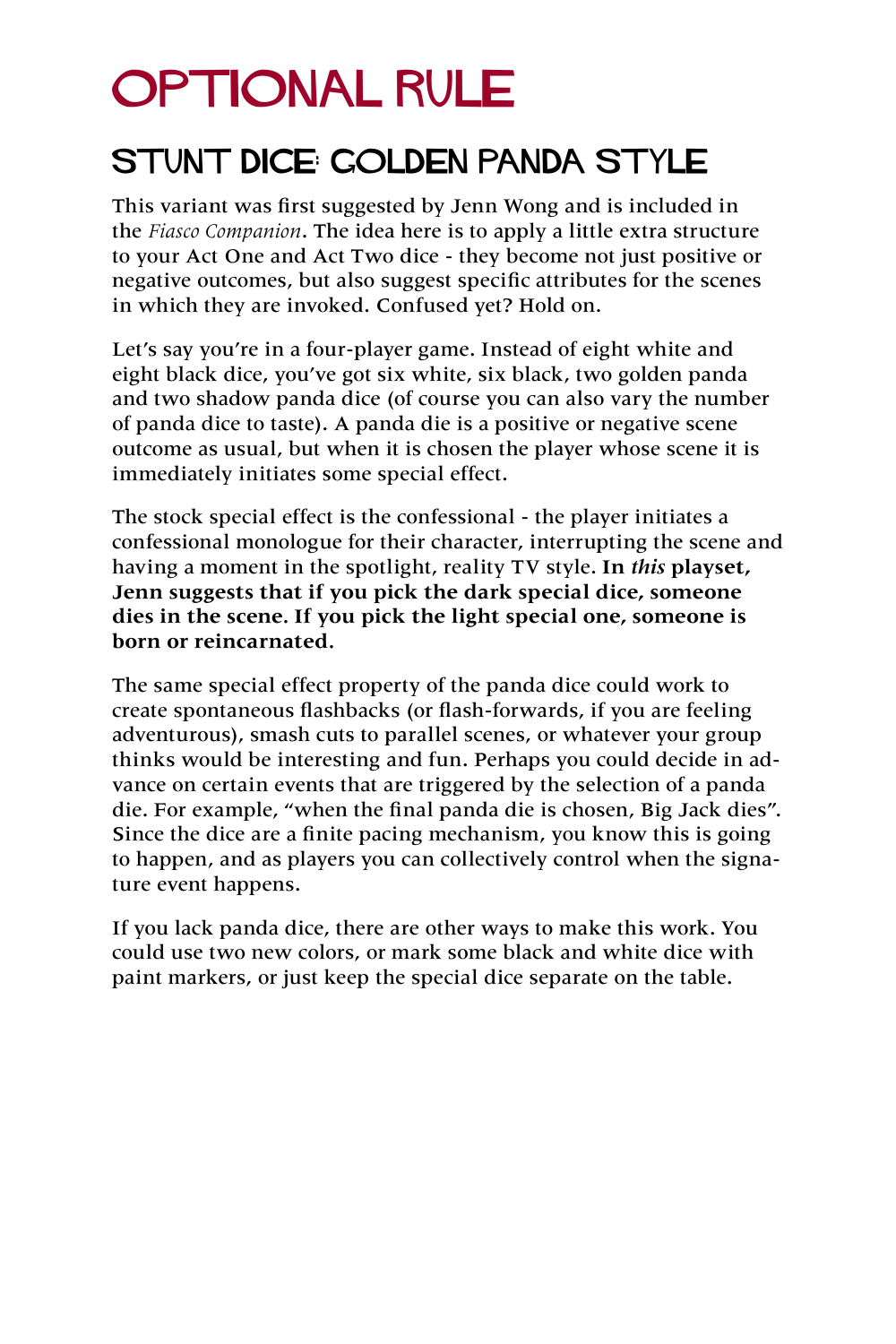# OPTIONAL RULE

## STUNT DICE: GOLDEN PANDA STYLE

This variant was first suggested by Jenn Wong and is included in the *Fiasco Companion*. The idea here is to apply a little extra structure to your Act One and Act Two dice - they become not just positive or negative outcomes, but also suggest specific attributes for the scenes in which they are invoked. Confused yet? Hold on.

Let's say you're in a four-player game. Instead of eight white and eight black dice, you've got six white, six black, two golden panda and two shadow panda dice (of course you can also vary the number of panda dice to taste). A panda die is a positive or negative scene outcome as usual, but when it is chosen the player whose scene it is immediately initiates some special effect.

The stock special effect is the confessional - the player initiates a confessional monologue for their character, interrupting the scene and having a moment in the spotlight, reality TV style. **In *this* playset, Jenn suggests that if you pick the dark special dice, someone dies in the scene. If you pick the light special one, someone is born or reincarnated.**

The same special effect property of the panda dice could work to create spontaneous flashbacks (or flash-forwards, if you are feeling adventurous), smash cuts to parallel scenes, or whatever your group thinks would be interesting and fun. Perhaps you could decide in advance on certain events that are triggered by the selection of a panda die. For example, "when the final panda die is chosen, Big Jack dies". Since the dice are a finite pacing mechanism, you know this is going to happen, and as players you can collectively control when the signature event happens.

If you lack panda dice, there are other ways to make this work. You could use two new colors, or mark some black and white dice with paint markers, or just keep the special dice separate on the table.